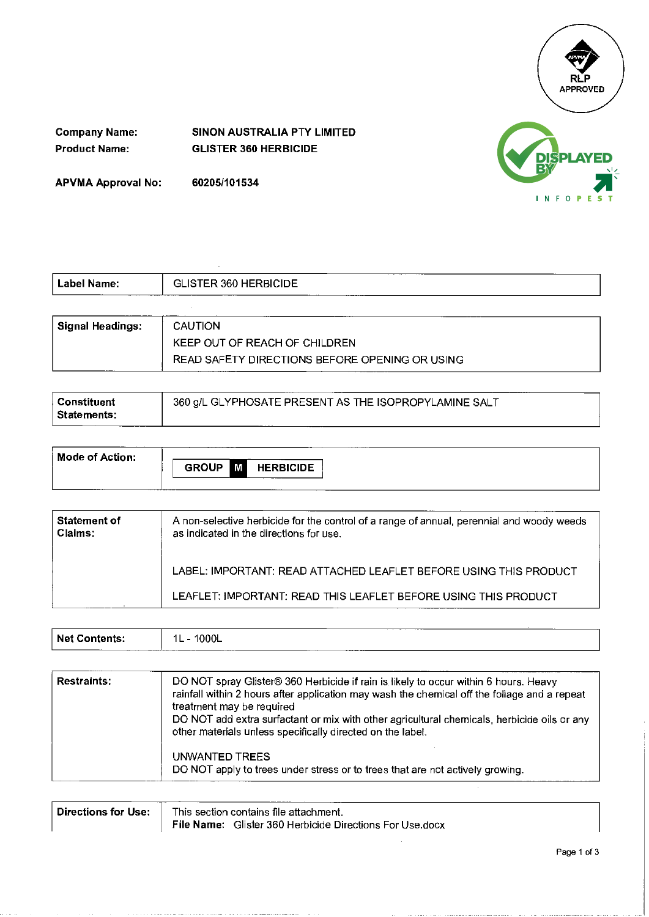RLP APPROVED

DISPLAYED BY INFOPEST

**Company Name:** SINON AUSTRALIA PTY LIMITED

**Product Name:** GLISTER 360 HERBICIDE

**APVMA Approval No:** 60205/101534

| **Label Name:** | GLISTER 360 HERBICIDE |
|---|---|

| **Signal Headings:** | CAUTION<br>KEEP OUT OF REACH OF CHILDREN<br>READ SAFETY DIRECTIONS BEFORE OPENING OR USING |
|---|---|

| **Constituent Statements:** | 360 g/L GLYPHOSATE PRESENT AS THE ISOPROPYLAMINE SALT |
|---|---|

| **Mode of Action:** | GROUP **M** HERBICIDE |
|---|---|

| **Statement of Claims:** | A non-selective herbicide for the control of a range of annual, perennial and woody weeds as indicated in the directions for use.<br><br>LABEL: IMPORTANT: READ ATTACHED LEAFLET BEFORE USING THIS PRODUCT<br><br>LEAFLET: IMPORTANT: READ THIS LEAFLET BEFORE USING THIS PRODUCT |
|---|---|

| **Net Contents:** | 1L - 1000L |
|---|---|

| **Restraints:** | DO NOT spray Glister® 360 Herbicide if rain is likely to occur within 6 hours. Heavy rainfall within 2 hours after application may wash the chemical off the foliage and a repeat treatment may be required<br>DO NOT add extra surfactant or mix with other agricultural chemicals, herbicide oils or any other materials unless specifically directed on the label.<br><br>UNWANTED TREES<br>DO NOT apply to trees under stress or to trees that are not actively growing. |
|---|---|

| **Directions for Use:** | This section contains file attachment.<br>**File Name:** Glister 360 Herbicide Directions For Use.docx |
|---|---|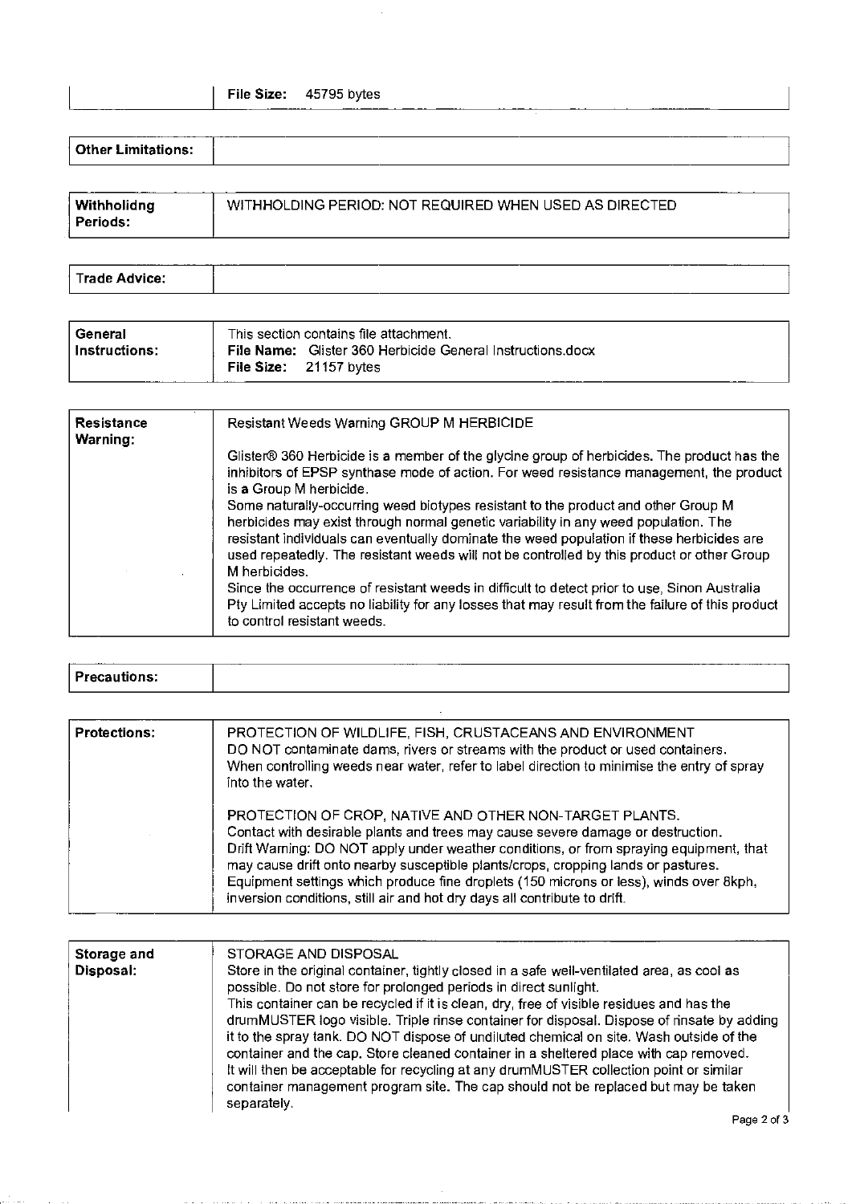| | |
|---|---|
| | **File Size:** 45795 bytes |

| | |
|---|---|
| **Other Limitations:** | |

| | |
|---|---|
| **Withholidng Periods:** | WITHHOLDING PERIOD: NOT REQUIRED WHEN USED AS DIRECTED |

| | |
|---|---|
| **Trade Advice:** | |

| | |
|---|---|
| **General Instructions:** | This section contains file attachment.<br>**File Name:** Glister 360 Herbicide General Instructions.docx<br>**File Size:** 21157 bytes |

| | |
|---|---|
| **Resistance Warning:** | Resistant Weeds Warning GROUP M HERBICIDE<br><br>Glister® 360 Herbicide is a member of the glycine group of herbicides. The product has the inhibitors of EPSP synthase mode of action. For weed resistance management, the product is a Group M herbicide.<br>Some naturally-occurring weed biotypes resistant to the product and other Group M herbicides may exist through normal genetic variability in any weed population. The resistant individuals can eventually dominate the weed population if these herbicides are used repeatedly. The resistant weeds will not be controlled by this product or other Group M herbicides.<br>Since the occurrence of resistant weeds in difficult to detect prior to use, Sinon Australia Pty Limited accepts no liability for any losses that may result from the failure of this product to control resistant weeds. |

| | |
|---|---|
| **Precautions:** | |

| | |
|---|---|
| **Protections:** | PROTECTION OF WILDLIFE, FISH, CRUSTACEANS AND ENVIRONMENT<br>DO NOT contaminate dams, rivers or streams with the product or used containers.<br>When controlling weeds near water, refer to label direction to minimise the entry of spray into the water.<br><br>PROTECTION OF CROP, NATIVE AND OTHER NON-TARGET PLANTS.<br>Contact with desirable plants and trees may cause severe damage or destruction.<br>Drift Warning: DO NOT apply under weather conditions, or from spraying equipment, that may cause drift onto nearby susceptible plants/crops, cropping lands or pastures.<br>Equipment settings which produce fine droplets (150 microns or less), winds over 8kph, inversion conditions, still air and hot dry days all contribute to drift. |

| | |
|---|---|
| **Storage and Disposal:** | STORAGE AND DISPOSAL<br>Store in the original container, tightly closed in a safe well-ventilated area, as cool as possible. Do not store for prolonged periods in direct sunlight.<br>This container can be recycled if it is clean, dry, free of visible residues and has the drumMUSTER logo visible. Triple rinse container for disposal. Dispose of rinsate by adding it to the spray tank. DO NOT dispose of undiluted chemical on site. Wash outside of the container and the cap. Store cleaned container in a sheltered place with cap removed.<br>It will then be acceptable for recycling at any drumMUSTER collection point or similar container management program site. The cap should not be replaced but may be taken separately. |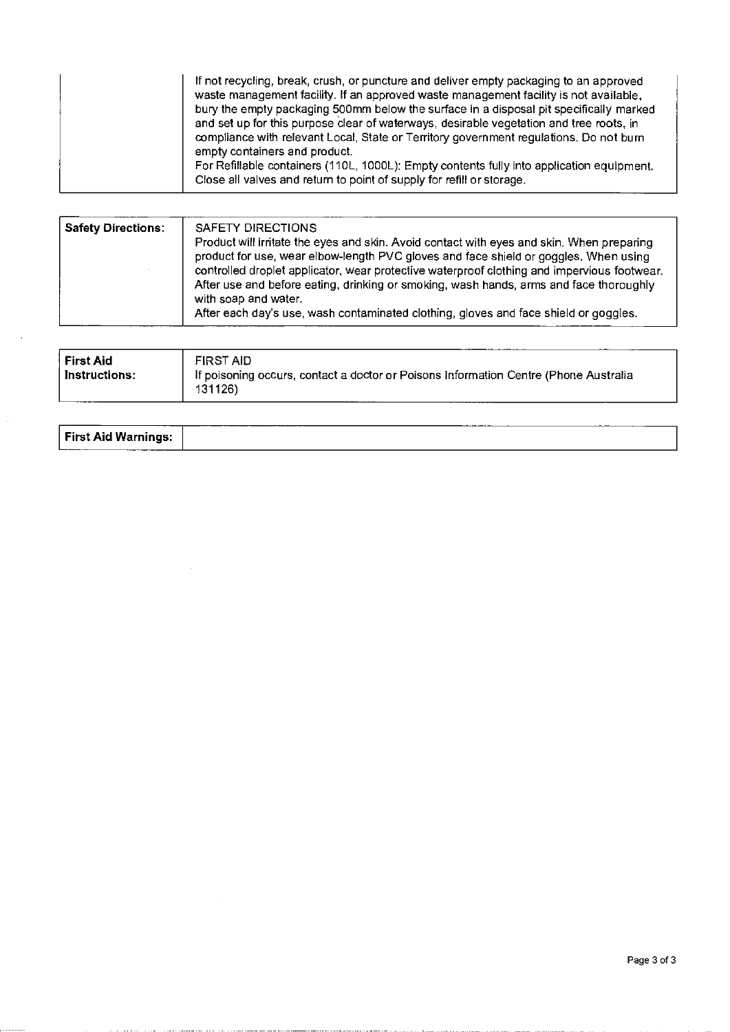| | If not recycling, break, crush, or puncture and deliver empty packaging to an approved waste management facility. If an approved waste management facility is not available, bury the empty packaging 500mm below the surface in a disposal pit specifically marked and set up for this purpose clear of waterways, desirable vegetation and tree roots, in compliance with relevant Local, State or Territory government regulations. Do not burn empty containers and product.<br>For Refillable containers (110L, 1000L): Empty contents fully into application equipment. Close all valves and return to point of supply for refill or storage. |
|---|---|

| **Safety Directions:** | SAFETY DIRECTIONS<br>Product will irritate the eyes and skin. Avoid contact with eyes and skin. When preparing product for use, wear elbow-length PVC gloves and face shield or goggles. When using controlled droplet applicator, wear protective waterproof clothing and impervious footwear. After use and before eating, drinking or smoking, wash hands, arms and face thoroughly with soap and water.<br>After each day's use, wash contaminated clothing, gloves and face shield or goggles. |
|---|---|

| **First Aid Instructions:** | FIRST AID<br>If poisoning occurs, contact a doctor or Poisons Information Centre (Phone Australia 131126) |
|---|---|

| **First Aid Warnings:** | |
|---|---|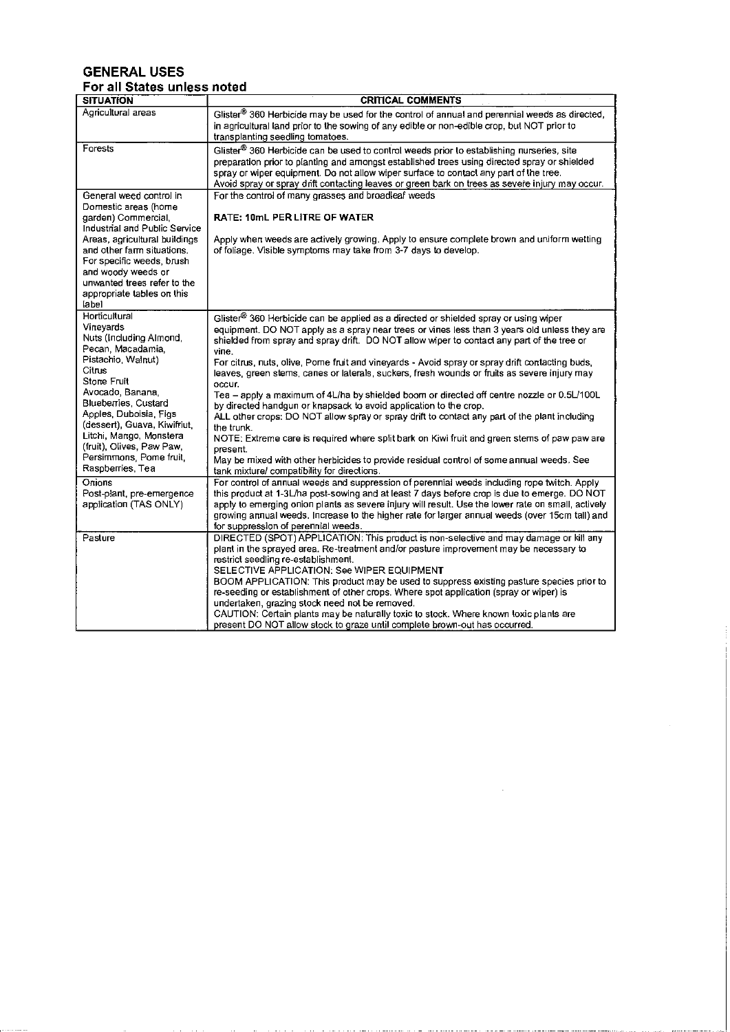## GENERAL USES

### For all States unless noted

| SITUATION | CRITICAL COMMENTS |
|---|---|
| Agricultural areas | Glister® 360 Herbicide may be used for the control of annual and perennial weeds as directed, in agricultural land prior to the sowing of any edible or non-edible crop, but NOT prior to transplanting seedling tomatoes. |
| Forests | Glister® 360 Herbicide can be used to control weeds prior to establishing nurseries, site preparation prior to planting and amongst established trees using directed spray or shielded spray or wiper equipment. Do not allow wiper surface to contact any part of the tree. Avoid spray or spray drift contacting leaves or green bark on trees as severe injury may occur. |
| General weed control in Domestic areas (home garden) Commercial, Industrial and Public Service Areas, agricultural buildings and other farm situations. For specific weeds, brush and woody weeds or unwanted trees refer to the appropriate tables on this label | For the control of many grasses and broadleaf weeds<br><br>**RATE: 10mL PER LITRE OF WATER**<br><br>Apply when weeds are actively growing. Apply to ensure complete brown and uniform wetting of foliage. Visible symptoms may take from 3-7 days to develop. |
| Horticultural<br>Vineyards<br>Nuts (Including Almond, Pecan, Macadamia, Pistachio, Walnut)<br>Citrus<br>Stone Fruit<br>Avocado, Banana, Blueberries, Custard Apples, Duboisia, Figs (dessert), Guava, Kiwifruit, Litchi, Mango, Monstera (fruit), Olives, Paw Paw, Persimmons, Pome fruit, Raspberries, Tea | Glister® 360 Herbicide can be applied as a directed or shielded spray or using wiper equipment. DO NOT apply as a spray near trees or vines less than 3 years old unless they are shielded from spray and spray drift. DO NOT allow wiper to contact any part of the tree or vine.<br>For citrus, nuts, olive, Pome fruit and vineyards - Avoid spray or spray drift contacting buds, leaves, green stems, canes or laterals, suckers, fresh wounds or fruits as severe injury may occur.<br>Tea – apply a maximum of 4L/ha by shielded boom or directed off centre nozzle or 0.5L/100L by directed handgun or knapsack to avoid application to the crop.<br>ALL other crops: DO NOT allow spray or spray drift to contact any part of the plant including the trunk.<br>NOTE: Extreme care is required where split bark on Kiwi fruit and green stems of paw paw are present.<br>May be mixed with other herbicides to provide residual control of some annual weeds. See tank mixture/ compatibility for directions. |
| Onions<br>Post-plant, pre-emergence application (TAS ONLY) | For control of annual weeds and suppression of perennial weeds including rope twitch. Apply this product at 1-3L/ha post-sowing and at least 7 days before crop is due to emerge. DO NOT apply to emerging onion plants as severe injury will result. Use the lower rate on small, actively growing annual weeds. Increase to the higher rate for larger annual weeds (over 15cm tall) and for suppression of perennial weeds. |
| Pasture | DIRECTED (SPOT) APPLICATION: This product is non-selective and may damage or kill any plant in the sprayed area. Re-treatment and/or pasture improvement may be necessary to restrict seedling re-establishment.<br>SELECTIVE APPLICATION: See WIPER EQUIPMENT<br>BOOM APPLICATION: This product may be used to suppress existing pasture species prior to re-seeding or establishment of other crops. Where spot application (spray or wiper) is undertaken, grazing stock need not be removed.<br>CAUTION: Certain plants may be naturally toxic to stock. Where known toxic plants are present DO NOT allow stock to graze until complete brown-out has occurred. |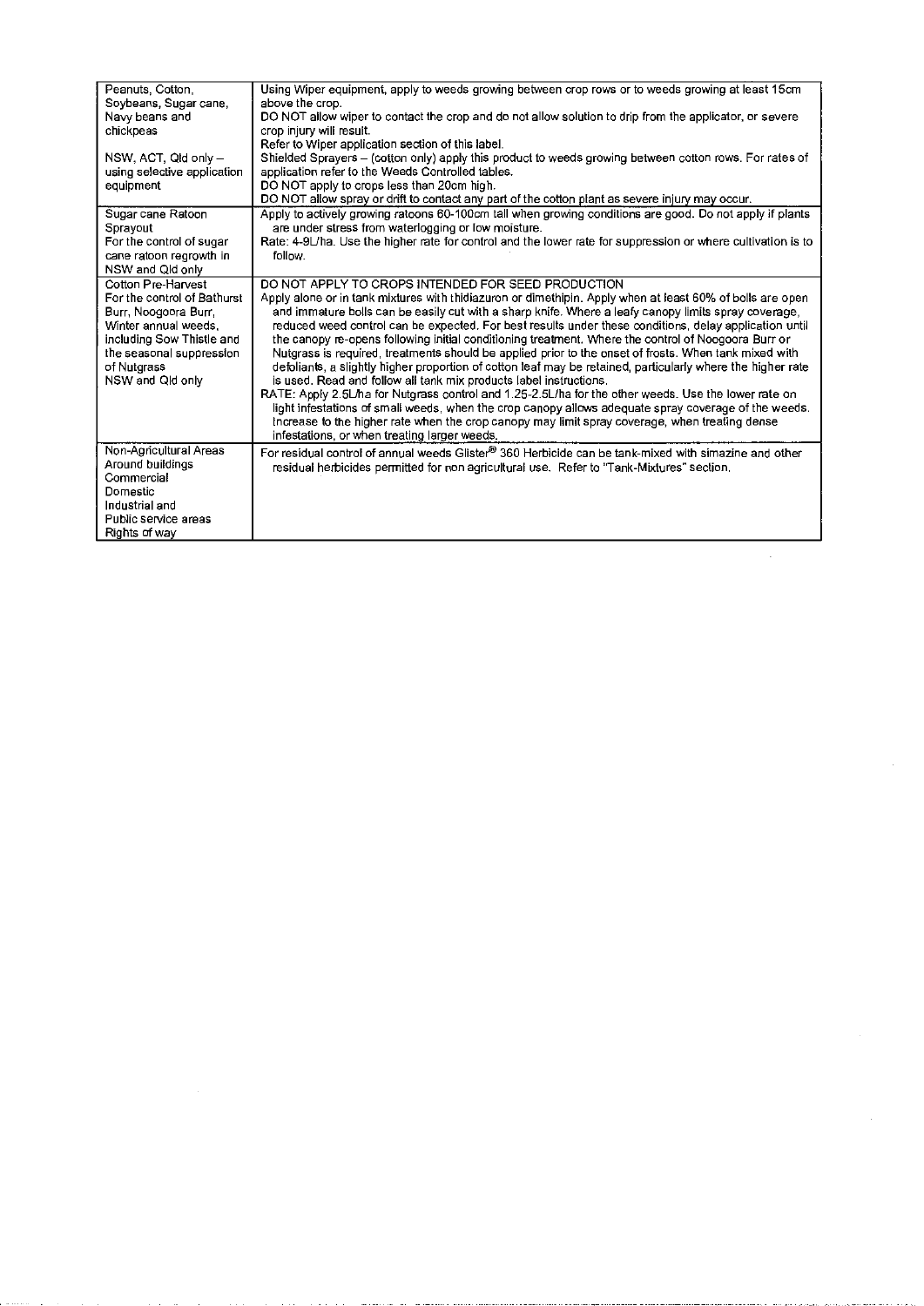| | |
|---|---|
| Peanuts, Cotton, Soybeans, Sugar cane, Navy beans and chickpeas<br><br>NSW, ACT, Qld only – using selective application equipment | Using Wiper equipment, apply to weeds growing between crop rows or to weeds growing at least 15cm above the crop.<br>DO NOT allow wiper to contact the crop and do not allow solution to drip from the applicator, or severe crop injury will result.<br>Refer to Wiper application section of this label.<br>Shielded Sprayers – (cotton only) apply this product to weeds growing between cotton rows. For rates of application refer to the Weeds Controlled tables.<br>DO NOT apply to crops less than 20cm high.<br>DO NOT allow spray or drift to contact any part of the cotton plant as severe injury may occur. |
| Sugar cane Ratoon Sprayout<br>For the control of sugar cane ratoon regrowth in NSW and Qld only | Apply to actively growing ratoons 60-100cm tall when growing conditions are good. Do not apply if plants are under stress from waterlogging or low moisture.<br>Rate: 4-9L/ha. Use the higher rate for control and the lower rate for suppression or where cultivation is to follow. |
| Cotton Pre-Harvest<br>For the control of Bathurst Burr, Noogoora Burr, Winter annual weeds, including Sow Thistle and the seasonal suppression of Nutgrass<br>NSW and Qld only | DO NOT APPLY TO CROPS INTENDED FOR SEED PRODUCTION<br>Apply alone or in tank mixtures with thidiazuron or dimethipin. Apply when at least 60% of bolls are open and immature bolls can be easily cut with a sharp knife. Where a leafy canopy limits spray coverage, reduced weed control can be expected. For best results under these conditions, delay application until the canopy re-opens following initial conditioning treatment. Where the control of Noogoora Burr or Nutgrass is required, treatments should be applied prior to the onset of frosts. When tank mixed with defoliants, a slightly higher proportion of cotton leaf may be retained, particularly where the higher rate is used. Read and follow all tank mix products label instructions.<br>RATE: Apply 2.5L/ha for Nutgrass control and 1.25-2.5L/ha for the other weeds. Use the lower rate on light infestations of small weeds, when the crop canopy allows adequate spray coverage of the weeds. Increase to the higher rate when the crop canopy may limit spray coverage, when treating dense infestations, or when treating larger weeds. |
| Non-Agricultural Areas<br>Around buildings<br>Commercial<br>Domestic<br>Industrial and<br>Public service areas<br>Rights of way | For residual control of annual weeds Glister® 360 Herbicide can be tank-mixed with simazine and other residual herbicides permitted for non agricultural use. Refer to "Tank-Mixtures" section. |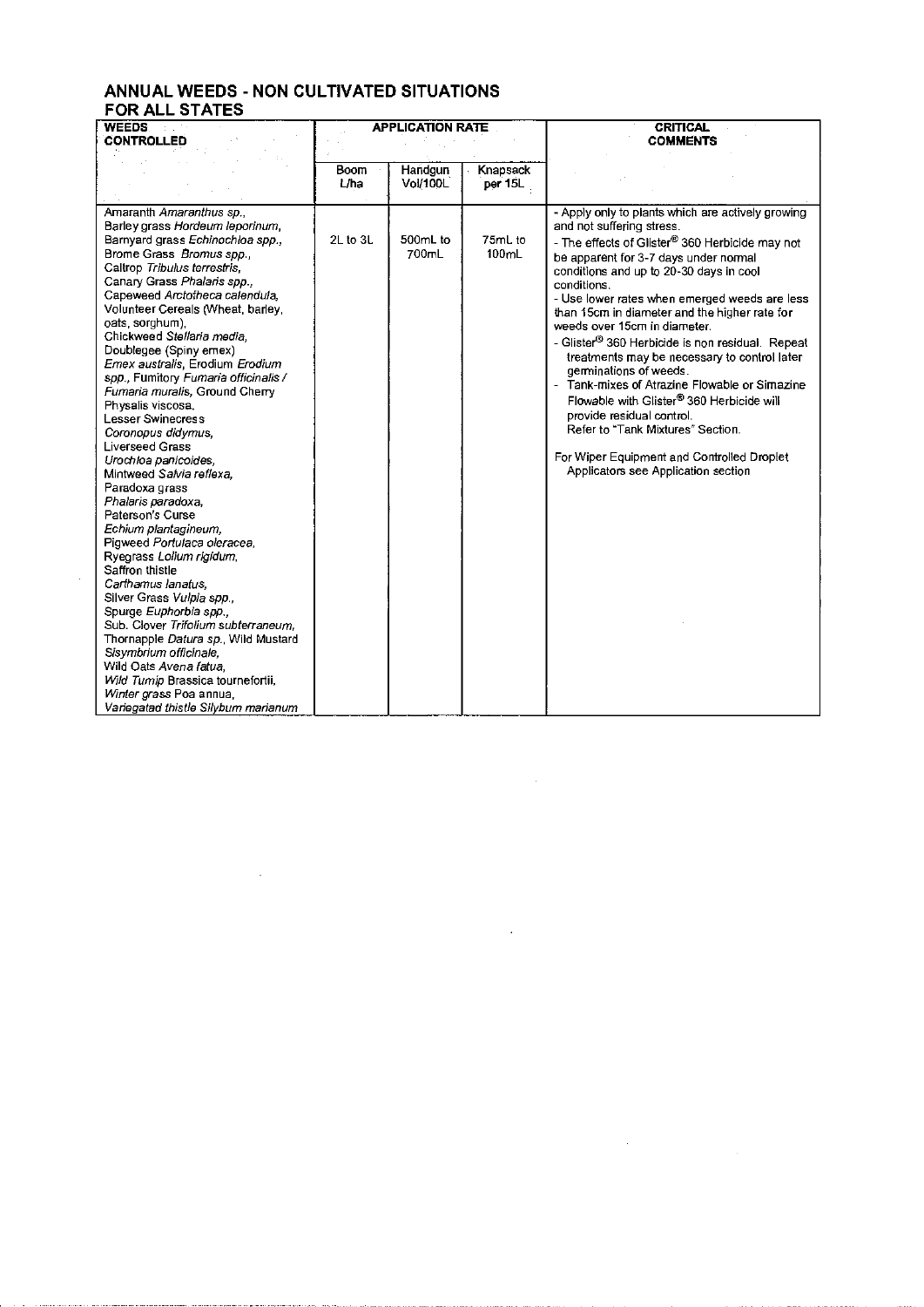## ANNUAL WEEDS - NON CULTIVATED SITUATIONS
## FOR ALL STATES

| WEEDS CONTROLLED | APPLICATION RATE | | | CRITICAL COMMENTS |
|---|---|---|---|---|
| | Boom L/ha | Handgun Vol/100L | Knapsack per 15L | |
| Amaranth *Amaranthus sp.*, Barley grass *Hordeum leporinum*, Barnyard grass *Echinochloa spp.*, Brome Grass *Bromus spp.*, Caltrop *Tribulus terrestris*, Canary Grass *Phalaris spp.*, Capeweed *Arctotheca calendula*, Volunteer Cereals (Wheat, barley, oats, sorghum), Chickweed *Stellaria media*, Doublegee (Spiny emex) *Emex australis*, Erodium *Erodium spp.*, Fumitory *Fumaria officinalis / Fumaria muralis*, Ground Cherry Physalis viscosa, Lesser Swinecress *Coronopus didymus*, Liverseed Grass *Urochloa panicoides*, Mintweed *Salvia reflexa*, Paradoxa grass *Phalaris paradoxa*, Paterson's Curse *Echium plantagineum*, Pigweed *Portulaca oleracea*, Ryegrass *Lolium rigidum*, Saffron thistle *Carthamus lanatus*, Silver Grass *Vulpia spp.*, Spurge *Euphorbia spp.*, Sub. Clover *Trifolium subterraneum*, Thornapple *Datura sp.*, Wild Mustard *Sisymbrium officinale*, Wild Oats *Avena fatua*, *Wild Turnip* Brassica tournefortii, *Winter grass* Poa annua, *Variegated thistle Silybum marianum* | 2L to 3L | 500mL to 700mL | 75mL to 100mL | - Apply only to plants which are actively growing and not suffering stress.<br>- The effects of Glister® 360 Herbicide may not be apparent for 3-7 days under normal conditions and up to 20-30 days in cool conditions.<br>- Use lower rates when emerged weeds are less than 15cm in diameter and the higher rate for weeds over 15cm in diameter.<br>- Glister® 360 Herbicide is non residual. Repeat treatments may be necessary to control later germinations of weeds.<br>- Tank-mixes of Atrazine Flowable or Simazine Flowable with Glister® 360 Herbicide will provide residual control. Refer to "Tank Mixtures" Section.<br><br>For Wiper Equipment and Controlled Droplet Applicators see Application section |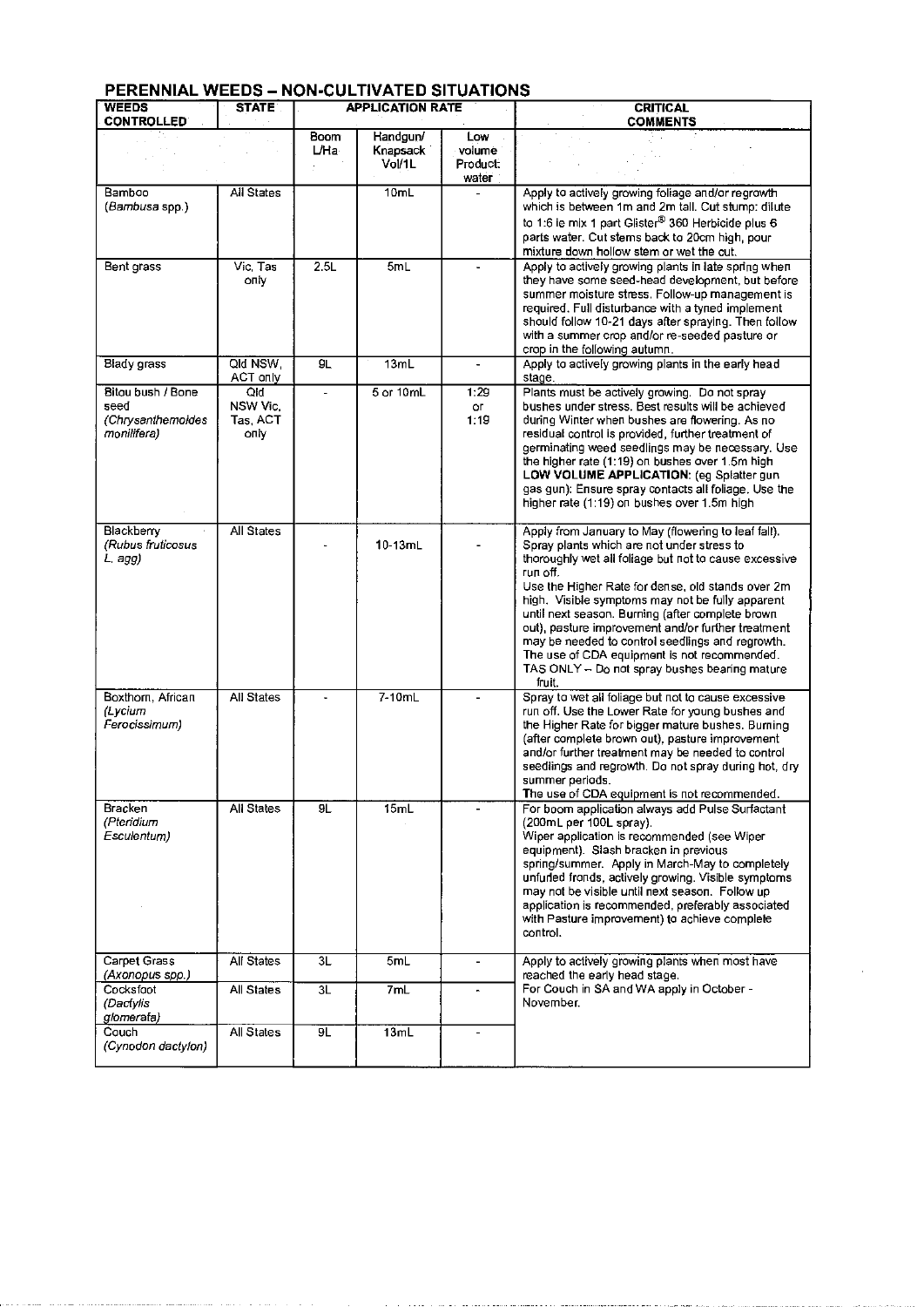## PERENNIAL WEEDS – NON-CULTIVATED SITUATIONS

| WEEDS CONTROLLED | STATE | APPLICATION RATE | | | CRITICAL COMMENTS |
|---|---|---|---|---|---|
| | | Boom L/Ha | Handgun/ Knapsack Vol/1L | Low volume Product: water | |
| Bamboo (*Bambusa* spp.) | All States | | 10mL | - | Apply to actively growing foliage and/or regrowth which is between 1m and 2m tall. Cut stump: dilute to 1:6 ie mix 1 part Glister® 360 Herbicide plus 6 parts water. Cut stems back to 20cm high, pour mixture down hollow stem or wet the cut. |
| Bent grass | Vic, Tas only | 2.5L | 5mL | - | Apply to actively growing plants in late spring when they have some seed-head development, but before summer moisture stress. Follow-up management is required. Full disturbance with a tyned implement should follow 10-21 days after spraying. Then follow with a summer crop and/or re-seeded pasture or crop in the following autumn. |
| Blady grass | Qld NSW, ACT only | 9L | 13mL | - | Apply to actively growing plants in the early head stage. |
| Bitou bush / Bone seed (*Chrysanthemoides monilifera*) | Qld NSW Vic, Tas, ACT only | - | 5 or 10mL | 1:29 or 1:19 | Plants must be actively growing. Do not spray bushes under stress. Best results will be achieved during Winter when bushes are flowering. As no residual control is provided, further treatment of germinating weed seedlings may be necessary. Use the higher rate (1:19) on bushes over 1.5m high **LOW VOLUME APPLICATION**: (eg Splatter gun gas gun): Ensure spray contacts all foliage. Use the higher rate (1:19) on bushes over 1.5m high |
| Blackberry (*Rubus fruticosus L. agg*) | All States | - | 10-13mL | - | Apply from January to May (flowering to leaf fall). Spray plants which are not under stress to thoroughly wet all foliage but not to cause excessive run off. Use the Higher Rate for dense, old stands over 2m high. Visible symptoms may not be fully apparent until next season. Burning (after complete brown out), pasture improvement and/or further treatment may be needed to control seedlings and regrowth. The use of CDA equipment is not recommended. TAS ONLY – Do not spray bushes bearing mature fruit. |
| Boxthorn, African (*Lycium Ferocissimum*) | All States | - | 7-10mL | - | Spray to wet all foliage but not to cause excessive run off. Use the Lower Rate for young bushes and the Higher Rate for bigger mature bushes. Burning (after complete brown out), pasture improvement and/or further treatment may be needed to control seedlings and regrowth. Do not spray during hot, dry summer periods. The use of CDA equipment is not recommended. |
| Bracken (*Pteridium Esculentum*) | All States | 9L | 15mL | - | For boom application always add Pulse Surfactant (200mL per 100L spray). Wiper application is recommended (see Wiper equipment). Slash bracken in previous spring/summer. Apply in March-May to completely unfurled fronds, actively growing. Visible symptoms may not be visible until next season. Follow up application is recommended, preferably associated with Pasture improvement) to achieve complete control. |
| Carpet Grass (*Axonopus spp.*) | All States | 3L | 5mL | - | Apply to actively growing plants when most have reached the early head stage. For Couch in SA and WA apply in October - November. |
| Cocksfoot (*Dactylis glomerata*) | All States | 3L | 7mL | - | |
| Couch (*Cynodon dactylon*) | All States | 9L | 13mL | - | |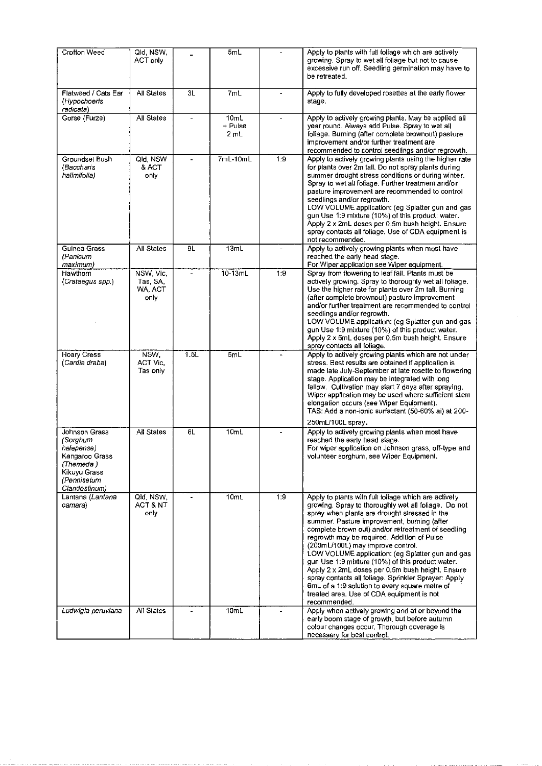| Crofton Weed | Qld, NSW, ACT only | - | 5mL | - | Apply to plants with full foliage which are actively growing. Spray to wet all foliage but not to cause excessive run off. Seedling germination may have to be retreated. |
|---|---|---|---|---|---|
| Flatweed / Cats Ear (*Hypochoeris radicata*) | All States | 3L | 7mL | - | Apply to fully developed rosettes at the early flower stage. |
| Gorse (Furze) | All States | - | 10mL + Pulse 2 mL | - | Apply to actively growing plants. May be applied all year round. Always add Pulse. Spray to wet all foliage. Burning (after complete brownout) pasture improvement and/or further treatment are recommended to control seedlings and/or regrowth. |
| Groundsel Bush (*Baccharis halimifolia*) | Qld, NSW & ACT only | - | 7mL-10mL | 1:9 | Apply to actively growing plants using the higher rate for plants over 2m tall. Do not spray plants during summer drought stress conditions or during winter. Spray to wet all foliage. Further treatment and/or pasture improvement are recommended to control seedlings and/or regrowth.<br>LOW VOLUME application: (eg Splatter gun and gas gun Use 1:9 mixture (10%) of this product: water. Apply 2 x 2mL doses per 0.5m bush height. Ensure spray contacts all foliage. Use of CDA equipment is not recommended. |
| Guinea Grass (*Panicum maximum*) | All States | 9L | 13mL | - | Apply to actively growing plants when most have reached the early head stage.<br>For Wiper application see Wiper equipment. |
| Hawthorn (*Crataegus spp.*) | NSW, Vic, Tas, SA, WA, ACT only | - | 10-13mL | 1:9 | Spray from flowering to leaf fall. Plants must be actively growing. Spray to thoroughly wet all foliage. Use the higher rate for plants over 2m tall. Burning (after complete brownout) pasture improvement and/or further treatment are recommended to control seedlings and/or regrowth.<br>LOW VOLUME application: (eg Splatter gun and gas gun Use 1:9 mixture (10%) of this product:water. Apply 2 x 5mL doses per 0.5m bush height. Ensure spray contacts all foliage. |
| Hoary Cress (*Cardia draba*) | NSW, ACT Vic, Tas only | 1.5L | 5mL | - | Apply to actively growing plants which are not under stress. Best results are obtained if application is made late July-September at late rosette to flowering stage. Application may be integrated with long fallow. Cultivation may start 7 days after spraying. Wiper application may be used where sufficient stem elongation occurs (see Wiper Equipment).<br>TAS: Add a non-ionic surfactant (50-60% ai) at 200-250mL/100L spray. |
| Johnson Grass (*Sorghum halepense*) Kangaroo Grass (*Themeda*) Kikuyu Grass (*Pennisetum Clandestinum*) | All States | 6L | 10mL | - | Apply to actively growing plants when most have reached the early head stage.<br>For wiper application on Johnson grass, off-type and volunteer sorghum, see Wiper Equipment. |
| Lantana (*Lantana camara*) | Qld, NSW, ACT & NT only | - | 10mL | 1:9 | Apply to plants with full foliage which are actively growing. Spray to thoroughly wet all foliage. Do not spray when plants are drought stressed in the summer. Pasture improvement, burning (after complete brown out) and/or retreatment of seedling regrowth may be required. Addition of Pulse (200mL/100L) may improve control.<br>LOW VOLUME application: (eg Splatter gun and gas gun Use 1:9 mixture (10%) of this product:water. Apply 2 x 2mL doses per 0.5m bush height. Ensure spray contacts all foliage. Sprinkler Sprayer: Apply 6mL of a 1:9 solution to every square metre of treated area. Use of CDA equipment is not recommended. |
| *Ludwigia peruviana* | All States | - | 10mL | - | Apply when actively growing and at or beyond the early boom stage of growth, but before autumn colour changes occur. Thorough coverage is necessary for best control. |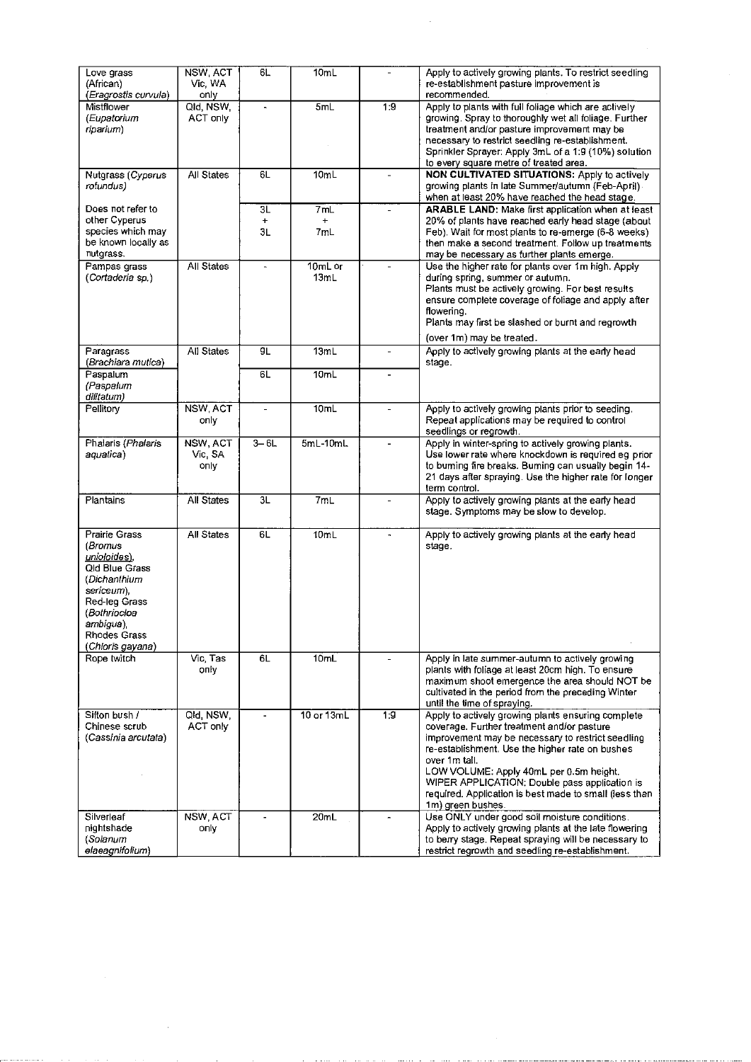| | | | | | |
|---|---|---|---|---|---|
| Love grass (African) (*Eragrostis curvula*) | NSW, ACT Vic, WA only | 6L | 10mL | - | Apply to actively growing plants. To restrict seedling re-establishment pasture improvement is recommended. |
| Mistflower (*Eupatorium riparium*) | Qld, NSW, ACT only | - | 5mL | 1:9 | Apply to plants with full foliage which are actively growing. Spray to thoroughly wet all foliage. Further treatment and/or pasture improvement may be necessary to restrict seedling re-establishment. Sprinkler Sprayer: Apply 3mL of a 1:9 (10%) solution to every square metre of treated area. |
| Nutgrass (*Cyperus rotundus*) | All States | 6L | 10mL | - | **NON CULTIVATED SITUATIONS:** Apply to actively growing plants in late Summer/autumn (Feb-April) when at least 20% have reached the head stage. |
| Does not refer to other Cyperus species which may be known locally as nutgrass. | | 3L + 3L | 7mL + 7mL | - | **ARABLE LAND:** Make first application when at least 20% of plants have reached early head stage (about Feb). Wait for most plants to re-emerge (6-8 weeks) then make a second treatment. Follow up treatments may be necessary as further plants emerge. |
| Pampas grass (*Cortaderia sp.*) | All States | - | 10mL or 13mL | - | Use the higher rate for plants over 1m high. Apply during spring, summer or autumn. Plants must be actively growing. For best results ensure complete coverage of foliage and apply after flowering. Plants may first be slashed or burnt and regrowth (over 1m) may be treated. |
| Paragrass (*Brachiara mutica*) | All States | 9L | 13mL | - | Apply to actively growing plants at the early head stage. |
| Paspalum (*Paspalum dilitatum*) | | 6L | 10mL | - | |
| Pellitory | NSW, ACT only | - | 10mL | - | Apply to actively growing plants prior to seeding. Repeat applications may be required to control seedlings or regrowth. |
| Phalaris (*Phalaris aquatica*) | NSW, ACT Vic, SA only | 3– 6L | 5mL-10mL | - | Apply in winter-spring to actively growing plants. Use lower rate where knockdown is required eg prior to burning fire breaks. Burning can usually begin 14-21 days after spraying. Use the higher rate for longer term control. |
| Plantains | All States | 3L | 7mL | - | Apply to actively growing plants at the early head stage. Symptoms may be slow to develop. |
| Prairie Grass (*Bromus unioloides*), Qld Blue Grass (*Dichanthium sericeum*), Red-leg Grass (*Bothriocloa ambigua*), Rhodes Grass (*Chloris gayana*) | All States | 6L | 10mL | - | Apply to actively growing plants at the early head stage. |
| Rope twitch | Vic, Tas only | 6L | 10mL | - | Apply in late summer-autumn to actively growing plants with foliage at least 20cm high. To ensure maximum shoot emergence the area should NOT be cultivated in the period from the preceding Winter until the time of spraying. |
| Sifton bush / Chinese scrub (*Cassinia arcutata*) | Qld, NSW, ACT only | - | 10 or 13mL | 1:9 | Apply to actively growing plants ensuring complete coverage. Further treatment and/or pasture improvement may be necessary to restrict seedling re-establishment. Use the higher rate on bushes over 1m tall. LOW VOLUME: Apply 40mL per 0.5m height. WIPER APPLICATION: Double pass application is required. Application is best made to small (less than 1m) green bushes. |
| Silverleaf nightshade (*Solanum elaeagnifolium*) | NSW, ACT only | - | 20mL | - | Use ONLY under good soil moisture conditions. Apply to actively growing plants at the late flowering to berry stage. Repeat spraying will be necessary to restrict regrowth and seedling re-establishment. |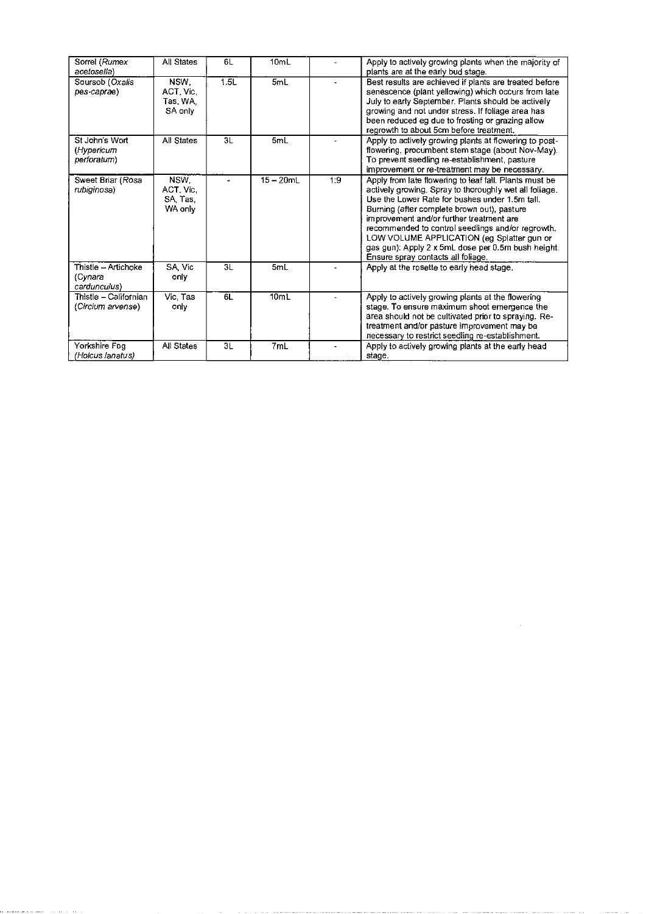| | | | | | |
|---|---|---|---|---|---|
| Sorrel (*Rumex acetosella*) | All States | 6L | 10mL | - | Apply to actively growing plants when the majority of plants are at the early bud stage. |
| Soursob (*Oxalis pes-caprae*) | NSW, ACT, Vic, Tas, WA, SA only | 1.5L | 5mL | - | Best results are achieved if plants are treated before senescence (plant yellowing) which occurs from late July to early September. Plants should be actively growing and not under stress. If foliage area has been reduced eg due to frosting or grazing allow regrowth to about 5cm before treatment. |
| St John's Wort (*Hypericum perforatum*) | All States | 3L | 5mL | - | Apply to actively growing plants at flowering to post-flowering, procumbent stem stage (about Nov-May). To prevent seedling re-establishment, pasture improvement or re-treatment may be necessary. |
| Sweet Briar (*Rosa rubiginosa*) | NSW, ACT, Vic, SA, Tas, WA only | - | 15 – 20mL | 1:9 | Apply from late flowering to leaf fall. Plants must be actively growing. Spray to thoroughly wet all foliage. Use the Lower Rate for bushes under 1.5m tall. Burning (after complete brown out), pasture improvement and/or further treatment are recommended to control seedlings and/or regrowth. LOW VOLUME APPLICATION (eg Splatter gun or gas gun): Apply 2 x 5mL dose per 0.5m bush height. Ensure spray contacts all foliage. |
| Thistle – Artichoke (*Cynara cardunculus*) | SA, Vic only | 3L | 5mL | - | Apply at the rosette to early head stage. |
| Thistle – Californian (*Circium arvense*) | Vic, Tas only | 6L | 10mL | - | Apply to actively growing plants at the flowering stage. To ensure maximum shoot emergence the area should not be cultivated prior to spraying. Re-treatment and/or pasture improvement may be necessary to restrict seedling re-establishment. |
| Yorkshire Fog (*Holcus lanatus*) | All States | 3L | 7mL | - | Apply to actively growing plants at the early head stage. |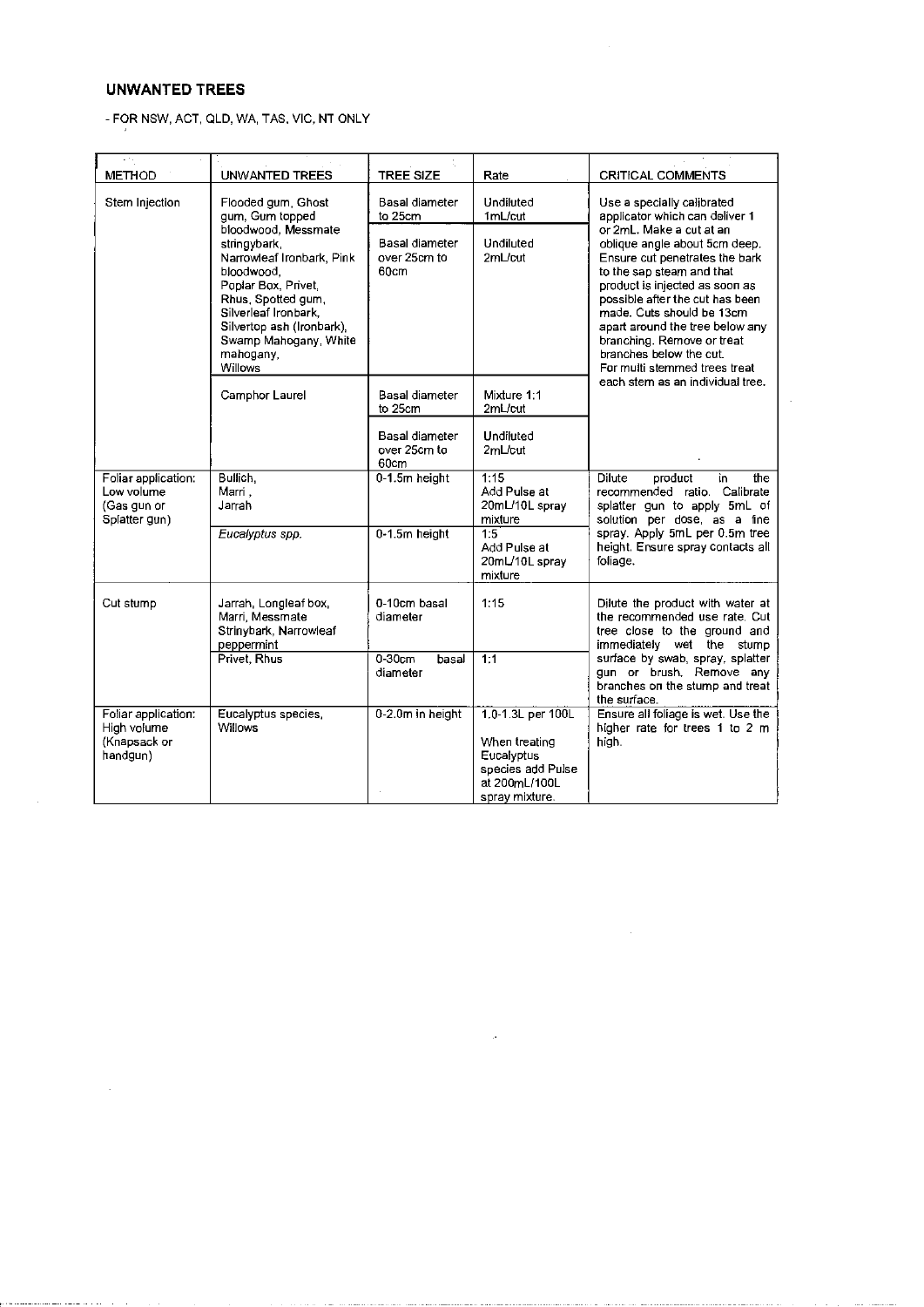## UNWANTED TREES

- FOR NSW, ACT, QLD, WA, TAS, VIC, NT ONLY

| METHOD | UNWANTED TREES | TREE SIZE | Rate | CRITICAL COMMENTS |
|---|---|---|---|---|
| Stem Injection | Flooded gum, Ghost gum, Gum topped bloodwood, Messmate stringybark, Narrowleaf Ironbark, Pink bloodwood, Poplar Box, Privet, Rhus, Spotted gum, Silverleaf Ironbark, Silvertop ash (Ironbark), Swamp Mahogany, White mahogany, Willows | Basal diameter to 25cm | Undiluted 1mL/cut | Use a specially calibrated applicator which can deliver 1 or 2mL. Make a cut at an oblique angle about 5cm deep. Ensure cut penetrates the bark to the sap steam and that product is injected as soon as possible after the cut has been made. Cuts should be 13cm apart around the tree below any branching. Remove or treat branches below the cut. For multi stemmed trees treat each stem as an individual tree. |
| | | Basal diameter over 25cm to 60cm | Undiluted 2mL/cut | |
| | Camphor Laurel | Basal diameter to 25cm | Mixture 1:1 2mL/cut | |
| | | Basal diameter over 25cm to 60cm | Undiluted 2mL/cut | |
| Foliar application: Low volume (Gas gun or Splatter gun) | Bullich, Marri, Jarrah | 0-1.5m height | 1:15 Add Pulse at 20mL/10L spray mixture | Dilute product in the recommended ratio. Calibrate splatter gun to apply 5mL of solution per dose, as a fine spray. Apply 5mL per 0.5m tree height. Ensure spray contacts all foliage. |
| | *Eucalyptus spp.* | 0-1.5m height | 1:5 Add Pulse at 20mL/10L spray mixture | |
| Cut stump | Jarrah, Longleaf box, Marri, Messmate Strinybark, Narrowleaf peppermint | 0-10cm basal diameter | 1:15 | Dilute the product with water at the recommended use rate. Cut tree close to the ground and immediately wet the stump surface by swab, spray, splatter gun or brush. Remove any branches on the stump and treat the surface. |
| | Privet, Rhus | 0-30cm basal diameter | 1:1 | |
| Foliar application: High volume (Knapsack or handgun) | Eucalyptus species, Willows | 0-2.0m in height | 1.0-1.3L per 100L When treating Eucalyptus species add Pulse at 200mL/100L spray mixture. | Ensure all foliage is wet. Use the higher rate for trees 1 to 2 m high. |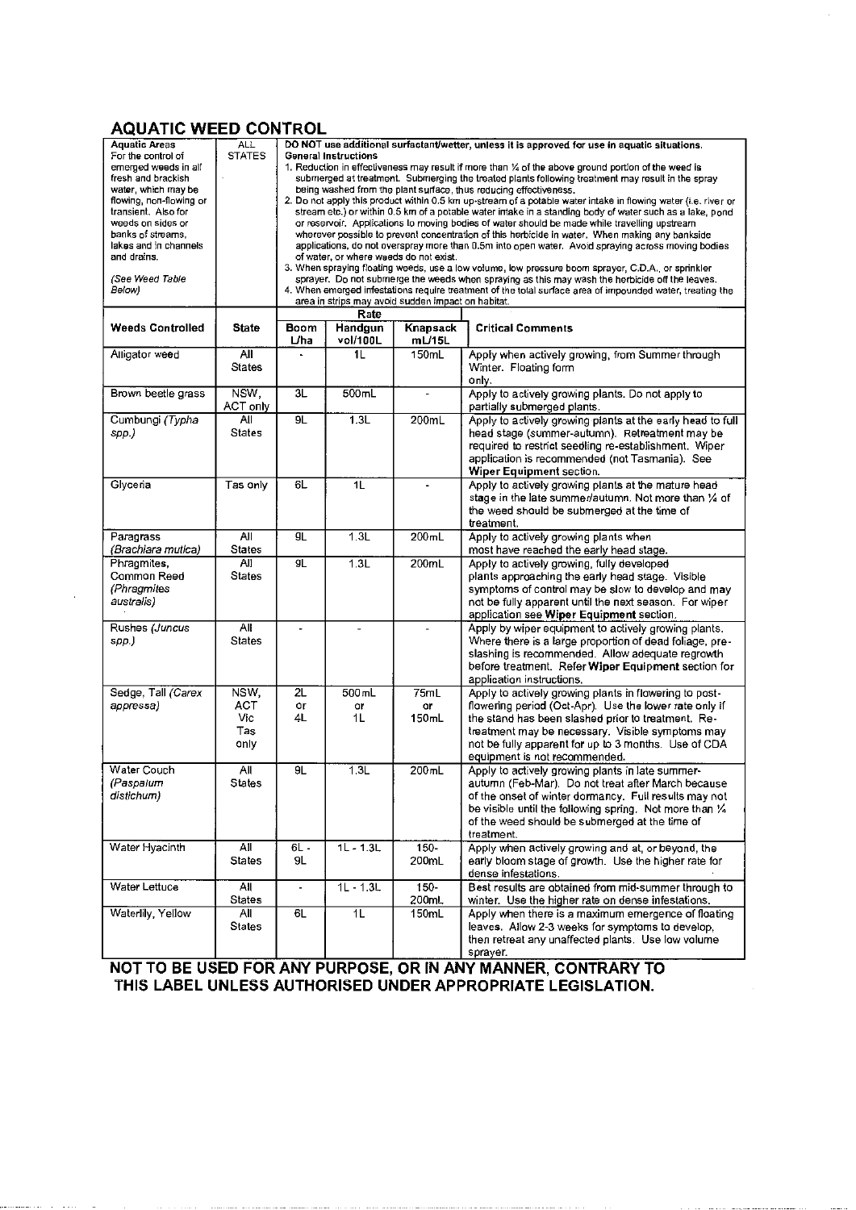## AQUATIC WEED CONTROL

| | | |
|---|---|---|
| **Aquatic Areas** For the control of emerged weeds in all fresh and brackish water, which may be flowing, non-flowing or transient. Also for weeds on sides or banks of streams, lakes and in channels and drains. (*See Weed Table Below*) | ALL STATES | **DO NOT use additional surfactant/wetter, unless it is approved for use in aquatic situations.** **General Instructions** 1. Reduction in effectiveness may result if more than ¼ of the above ground portion of the weed is submerged at treatment. Submerging the treated plants following treatment may result in the spray being washed from the plant surface, thus reducing effectiveness. 2. Do not apply this product within 0.5 km up-stream of a potable water intake in flowing water (i.e. river or stream etc.) or within 0.5 km of a potable water intake in a standing body of water such as a lake, pond or reservoir. Applications to moving bodies of water should be made while travelling upstream wherever possible to prevent concentration of this herbicide in water. When making any bankside applications, do not overspray more than 0.5m into open water. Avoid spraying across moving bodies of water, or where weeds do not exist. 3. When spraying floating weeds, use a low volume, low pressure boom sprayer, C.D.A., or sprinkler sprayer. Do not submerge the weeds when spraying as this may wash the herbicide off the leaves. 4. When emerged infestations require treatment of the total surface area of impounded water, treating the area in strips may avoid sudden impact on habitat. |

| Weeds Controlled | State | Rate: Boom L/ha | Rate: Handgun vol/100L | Rate: Knapsack mL/15L | Critical Comments |
|---|---|---|---|---|---|
| Alligator weed | All States | - | 1L | 150mL | Apply when actively growing, from Summer through Winter. Floating form only. |
| Brown beetle grass | NSW, ACT only | 3L | 500mL | - | Apply to actively growing plants. Do not apply to partially submerged plants. |
| Cumbungi (*Typha spp.*) | All States | 9L | 1.3L | 200mL | Apply to actively growing plants at the early head to full head stage (summer-autumn). Retreatment may be required to restrict seedling re-establishment. Wiper application is recommended (not Tasmania). See **Wiper Equipment** section. |
| Glyceria | Tas only | 6L | 1L | - | Apply to actively growing plants at the mature head stage in the late summer/autumn. Not more than ¼ of the weed should be submerged at the time of treatment. |
| Paragrass (*Brachiara mutica*) | All States | 9L | 1.3L | 200mL | Apply to actively growing plants when most have reached the early head stage. |
| Phragmites, Common Reed (*Phragmites australis*) | All States | 9L | 1.3L | 200mL | Apply to actively growing, fully developed plants approaching the early head stage. Visible symptoms of control may be slow to develop and may not be fully apparent until the next season. For wiper application see **Wiper Equipment** section. |
| Rushes (*Juncus spp.*) | All States | - | - | - | Apply by wiper equipment to actively growing plants. Where there is a large proportion of dead foliage, pre-slashing is recommended. Allow adequate regrowth before treatment. Refer **Wiper Equipment** section for application instructions. |
| Sedge, Tall (*Carex appressa*) | NSW, ACT Vic Tas only | 2L or 4L | 500mL or 1L | 75mL or 150mL | Apply to actively growing plants in flowering to post-flowering period (Oct-Apr). Use the lower rate only if the stand has been slashed prior to treatment. Re-treatment may be necessary. Visible symptoms may not be fully apparent for up to 3 months. Use of CDA equipment is not recommended. |
| Water Couch (*Paspalum distichum*) | All States | 9L | 1.3L | 200mL | Apply to actively growing plants in late summer-autumn (Feb-Mar). Do not treat after March because of the onset of winter dormancy. Full results may not be visible until the following spring. Not more than ¼ of the weed should be submerged at the time of treatment. |
| Water Hyacinth | All States | 6L - 9L | 1L - 1.3L | 150-200mL | Apply when actively growing and at, or beyond, the early bloom stage of growth. Use the higher rate for dense infestations. |
| Water Lettuce | All States | - | 1L - 1.3L | 150-200mL | Best results are obtained from mid-summer through to winter. Use the higher rate on dense infestations. |
| Waterlily, Yellow | All States | 6L | 1L | 150mL | Apply when there is a maximum emergence of floating leaves. Allow 2-3 weeks for symptoms to develop, then retreat any unaffected plants. Use low volume sprayer. |

**NOT TO BE USED FOR ANY PURPOSE, OR IN ANY MANNER, CONTRARY TO THIS LABEL UNLESS AUTHORISED UNDER APPROPRIATE LEGISLATION.**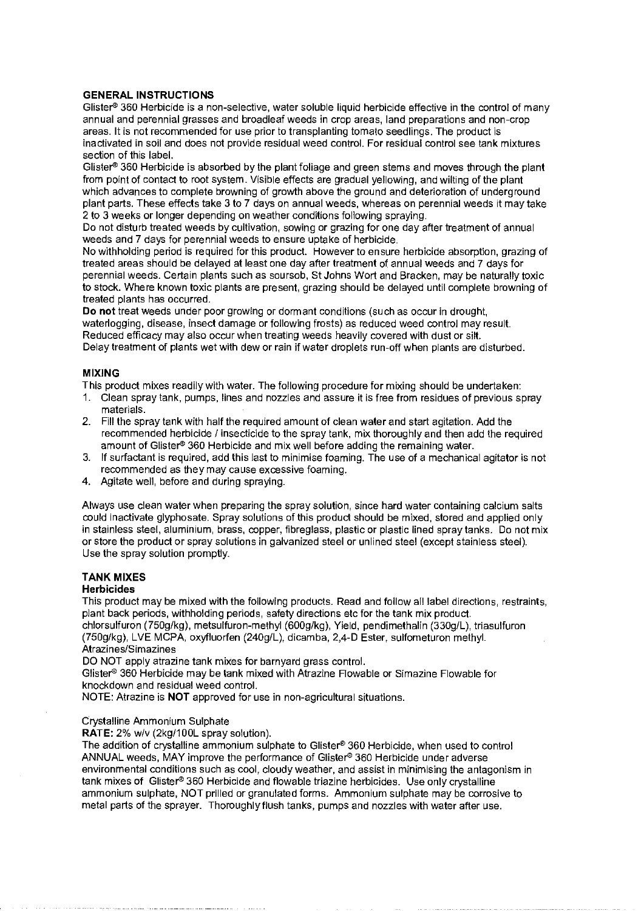## GENERAL INSTRUCTIONS

Glister® 360 Herbicide is a non-selective, water soluble liquid herbicide effective in the control of many annual and perennial grasses and broadleaf weeds in crop areas, land preparations and non-crop areas. It is not recommended for use prior to transplanting tomato seedlings. The product is inactivated in soil and does not provide residual weed control. For residual control see tank mixtures section of this label.

Glister® 360 Herbicide is absorbed by the plant foliage and green stems and moves through the plant from point of contact to root system. Visible effects are gradual yellowing, and wilting of the plant which advances to complete browning of growth above the ground and deterioration of underground plant parts. These effects take 3 to 7 days on annual weeds, whereas on perennial weeds it may take 2 to 3 weeks or longer depending on weather conditions following spraying.

Do not disturb treated weeds by cultivation, sowing or grazing for one day after treatment of annual weeds and 7 days for perennial weeds to ensure uptake of herbicide.

No withholding period is required for this product. However to ensure herbicide absorption, grazing of treated areas should be delayed at least one day after treatment of annual weeds and 7 days for perennial weeds. Certain plants such as soursob, St Johns Wort and Bracken, may be naturally toxic to stock. Where known toxic plants are present, grazing should be delayed until complete browning of treated plants has occurred.

**Do not** treat weeds under poor growing or dormant conditions (such as occur in drought, waterlogging, disease, insect damage or following frosts) as reduced weed control may result. Reduced efficacy may also occur when treating weeds heavily covered with dust or silt.

Delay treatment of plants wet with dew or rain if water droplets run-off when plants are disturbed.

## MIXING

This product mixes readily with water. The following procedure for mixing should be undertaken:

1. Clean spray tank, pumps, lines and nozzles and assure it is free from residues of previous spray materials.
2. Fill the spray tank with half the required amount of clean water and start agitation. Add the recommended herbicide / insecticide to the spray tank, mix thoroughly and then add the required amount of Glister® 360 Herbicide and mix well before adding the remaining water.
3. If surfactant is required, add this last to minimise foaming. The use of a mechanical agitator is not recommended as they may cause excessive foaming.
4. Agitate well, before and during spraying.

Always use clean water when preparing the spray solution, since hard water containing calcium salts could inactivate glyphosate. Spray solutions of this product should be mixed, stored and applied only in stainless steel, aluminium, brass, copper, fibreglass, plastic or plastic lined spray tanks. Do not mix or store the product or spray solutions in galvanized steel or unlined steel (except stainless steel). Use the spray solution promptly.

## TANK MIXES

### Herbicides

This product may be mixed with the following products. Read and follow all label directions, restraints, plant back periods, withholding periods, safety directions etc for the tank mix product.

chlorsulfuron (750g/kg), metsulfuron-methyl (600g/kg), Yield, pendimethalin (330g/L), triasulfuron (750g/kg), LVE MCPA, oxyfluorfen (240g/L), dicamba, 2,4-D Ester, sulfometuron methyl.

Atrazines/Simazines

DO NOT apply atrazine tank mixes for barnyard grass control.

Glister® 360 Herbicide may be tank mixed with Atrazine Flowable or Simazine Flowable for knockdown and residual weed control.

NOTE: Atrazine is **NOT** approved for use in non-agricultural situations.

Crystalline Ammonium Sulphate

**RATE:** 2% w/v (2kg/100L spray solution).

The addition of crystalline ammonium sulphate to Glister® 360 Herbicide, when used to control ANNUAL weeds, MAY improve the performance of Glister® 360 Herbicide under adverse environmental conditions such as cool, cloudy weather, and assist in minimising the antagonism in tank mixes of Glister® 360 Herbicide and flowable triazine herbicides. Use only crystalline ammonium sulphate, NOT prilled or granulated forms. Ammonium sulphate may be corrosive to metal parts of the sprayer. Thoroughly flush tanks, pumps and nozzles with water after use.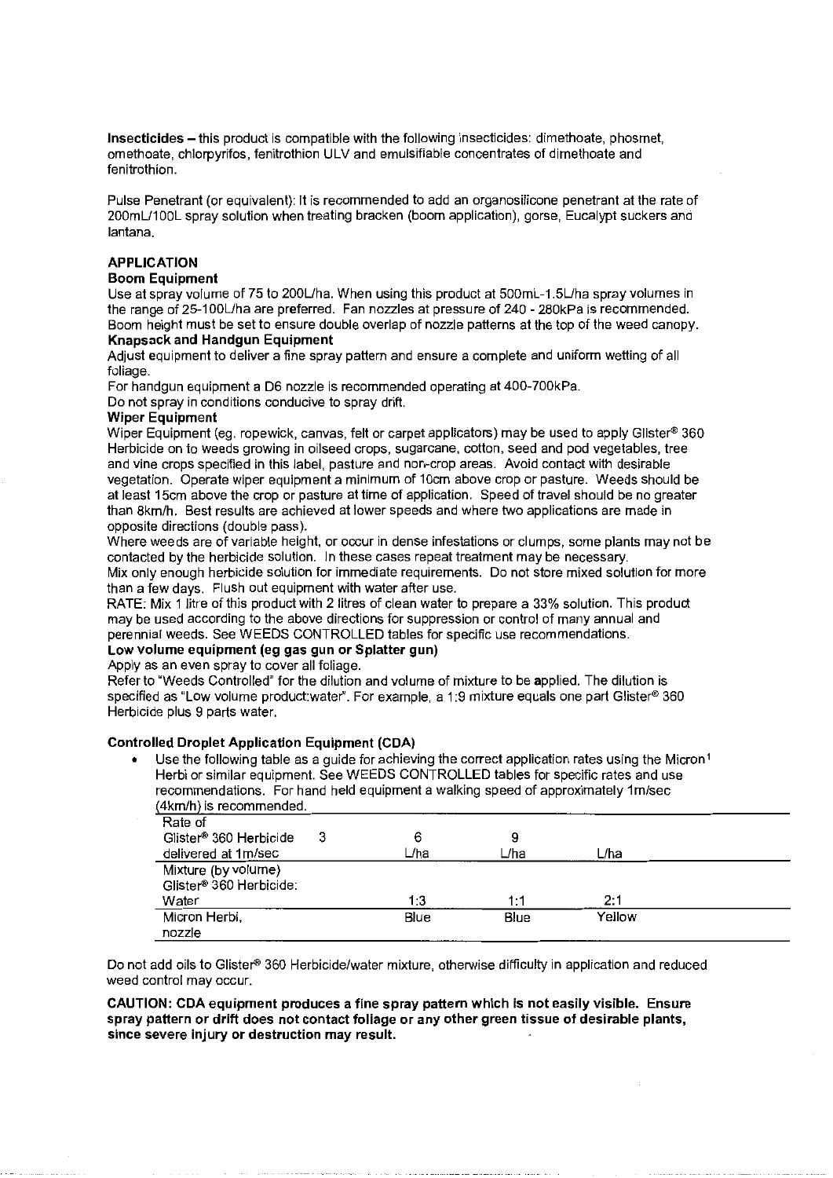**Insecticides** – this product is compatible with the following insecticides: dimethoate, phosmet, omethoate, chlorpyrifos, fenitrothion ULV and emulsifiable concentrates of dimethoate and fenitrothion.

Pulse Penetrant (or equivalent): It is recommended to add an organosilicone penetrant at the rate of 200mL/100L spray solution when treating bracken (boom application), gorse, Eucalypt suckers and lantana.

## APPLICATION

### Boom Equipment

Use at spray volume of 75 to 200L/ha. When using this product at 500mL-1.5L/ha spray volumes in the range of 25-100L/ha are preferred. Fan nozzles at pressure of 240 - 280kPa is recommended. Boom height must be set to ensure double overlap of nozzle patterns at the top of the weed canopy.

### Knapsack and Handgun Equipment

Adjust equipment to deliver a fine spray pattern and ensure a complete and uniform wetting of all foliage.

For handgun equipment a D6 nozzle is recommended operating at 400-700kPa.

Do not spray in conditions conducive to spray drift.

### Wiper Equipment

Wiper Equipment (eg. ropewick, canvas, felt or carpet applicators) may be used to apply Glister® 360 Herbicide on to weeds growing in oilseed crops, sugarcane, cotton, seed and pod vegetables, tree and vine crops specified in this label, pasture and non-crop areas. Avoid contact with desirable vegetation. Operate wiper equipment a minimum of 10cm above crop or pasture. Weeds should be at least 15cm above the crop or pasture at time of application. Speed of travel should be no greater than 8km/h. Best results are achieved at lower speeds and where two applications are made in opposite directions (double pass).

Where weeds are of variable height, or occur in dense infestations or clumps, some plants may not be contacted by the herbicide solution. In these cases repeat treatment may be necessary.

Mix only enough herbicide solution for immediate requirements. Do not store mixed solution for more than a few days. Flush out equipment with water after use.

RATE: Mix 1 litre of this product with 2 litres of clean water to prepare a 33% solution. This product may be used according to the above directions for suppression or control of many annual and perennial weeds. See WEEDS CONTROLLED tables for specific use recommendations.

### Low volume equipment (eg gas gun or Splatter gun)

Apply as an even spray to cover all foliage.

Refer to "Weeds Controlled" for the dilution and volume of mixture to be applied. The dilution is specified as "Low volume product:water". For example, a 1:9 mixture equals one part Glister® 360 Herbicide plus 9 parts water.

### Controlled Droplet Application Equipment (CDA)

- Use the following table as a guide for achieving the correct application rates using the Micron[1] Herbi or similar equipment. See WEEDS CONTROLLED tables for specific rates and use recommendations. For hand held equipment a walking speed of approximately 1m/sec (4km/h) is recommended.

| Rate of Glister® 360 Herbicide delivered at 1m/sec | 3 L/ha | 6 L/ha | 9 L/ha |
|---|---|---|---|
| Mixture (by volume) Glister® 360 Herbicide: Water | 1:3 | 1:1 | 2:1 |
| Micron Herbi, nozzle | Blue | Blue | Yellow |

Do not add oils to Glister® 360 Herbicide/water mixture, otherwise difficulty in application and reduced weed control may occur.

**CAUTION: CDA equipment produces a fine spray pattern which is not easily visible. Ensure spray pattern or drift does not contact foliage or any other green tissue of desirable plants, since severe injury or destruction may result.**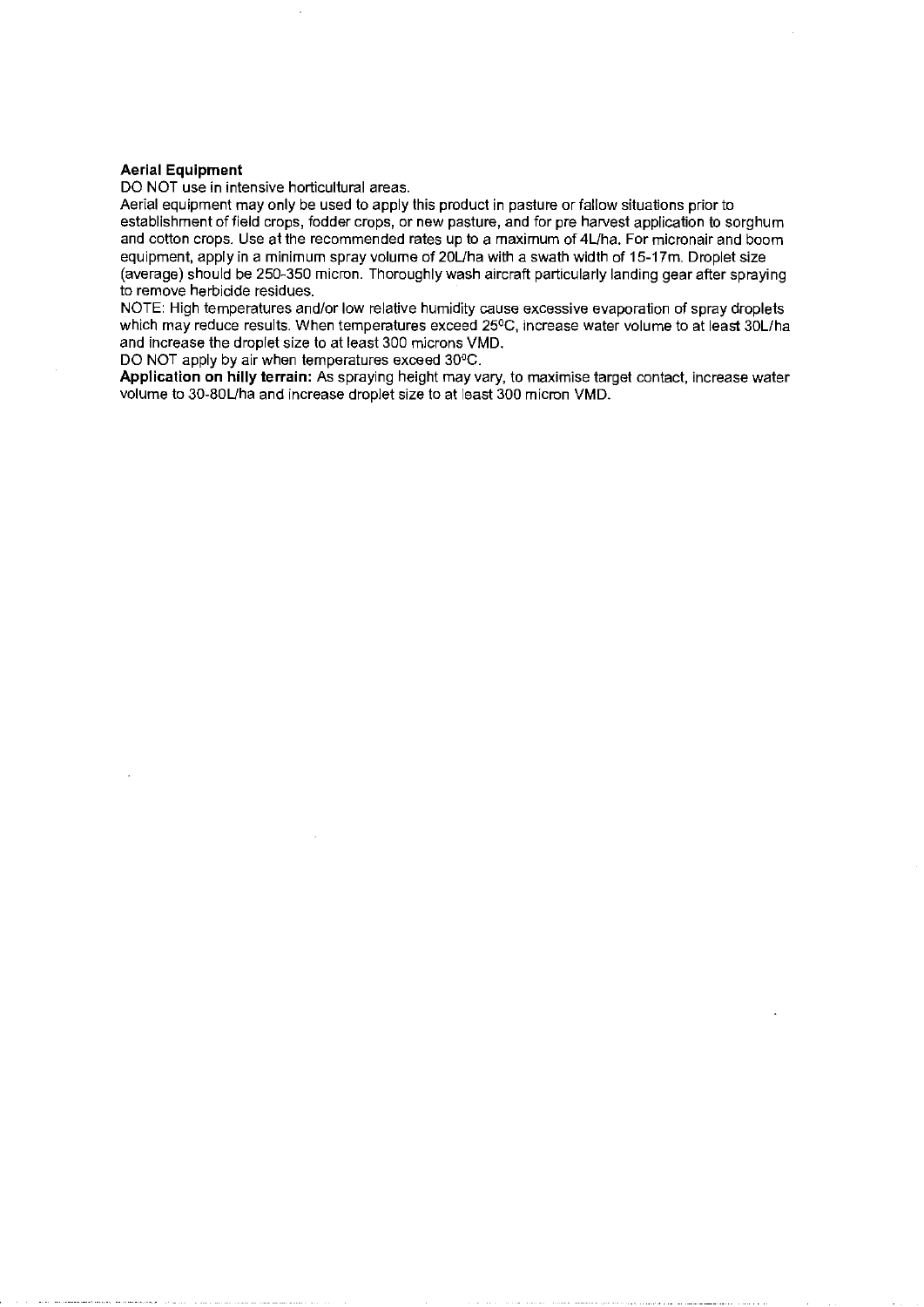**Aerial Equipment**

DO NOT use in intensive horticultural areas.

Aerial equipment may only be used to apply this product in pasture or fallow situations prior to establishment of field crops, fodder crops, or new pasture, and for pre harvest application to sorghum and cotton crops. Use at the recommended rates up to a maximum of 4L/ha. For micronair and boom equipment, apply in a minimum spray volume of 20L/ha with a swath width of 15-17m. Droplet size (average) should be 250-350 micron. Thoroughly wash aircraft particularly landing gear after spraying to remove herbicide residues.

NOTE: High temperatures and/or low relative humidity cause excessive evaporation of spray droplets which may reduce results. When temperatures exceed 25$^{0}$C, increase water volume to at least 30L/ha and increase the droplet size to at least 300 microns VMD.

DO NOT apply by air when temperatures exceed 30$^{0}$C.

**Application on hilly terrain:** As spraying height may vary, to maximise target contact, increase water volume to 30-80L/ha and increase droplet size to at least 300 micron VMD.